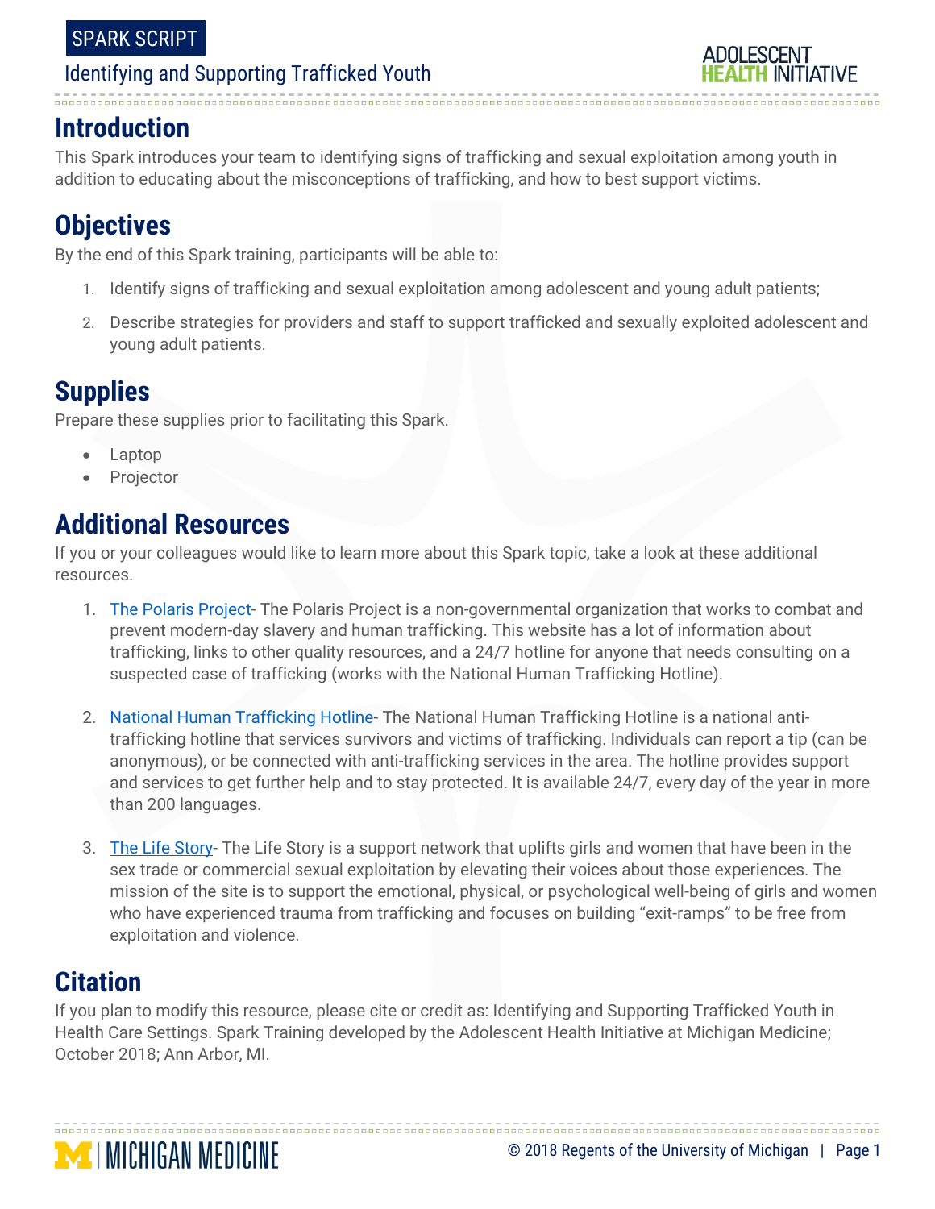SPARK SCRIPT

Identifying and Supporting Trafficked Youth

## Introduction

This Spark introduces your team to identifying signs of trafficking and sexual exploitation among youth in addition to educating about the misconceptions of trafficking, and how to best support victims.

## Objectives

By the end of this Spark training, participants will be able to:

1. Identify signs of trafficking and sexual exploitation among adolescent and young adult patients;
2. Describe strategies for providers and staff to support trafficked and sexually exploited adolescent and young adult patients.

## Supplies

Prepare these supplies prior to facilitating this Spark.

- Laptop
- Projector

## Additional Resources

If you or your colleagues would like to learn more about this Spark topic, take a look at these additional resources.

1. The Polaris Project- The Polaris Project is a non-governmental organization that works to combat and prevent modern-day slavery and human trafficking. This website has a lot of information about trafficking, links to other quality resources, and a 24/7 hotline for anyone that needs consulting on a suspected case of trafficking (works with the National Human Trafficking Hotline).

2. National Human Trafficking Hotline- The National Human Trafficking Hotline is a national anti-trafficking hotline that services survivors and victims of trafficking. Individuals can report a tip (can be anonymous), or be connected with anti-trafficking services in the area. The hotline provides support and services to get further help and to stay protected. It is available 24/7, every day of the year in more than 200 languages.

3. The Life Story- The Life Story is a support network that uplifts girls and women that have been in the sex trade or commercial sexual exploitation by elevating their voices about those experiences. The mission of the site is to support the emotional, physical, or psychological well-being of girls and women who have experienced trauma from trafficking and focuses on building "exit-ramps" to be free from exploitation and violence.

## Citation

If you plan to modify this resource, please cite or credit as: Identifying and Supporting Trafficked Youth in Health Care Settings. Spark Training developed by the Adolescent Health Initiative at Michigan Medicine; October 2018; Ann Arbor, MI.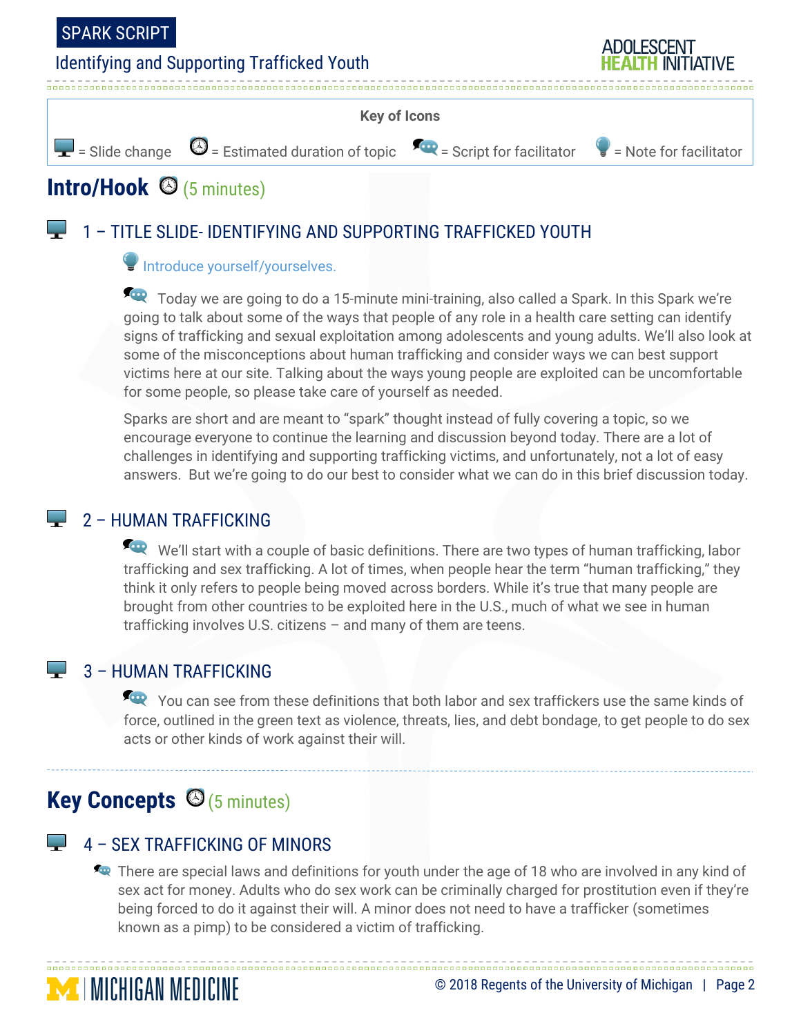**Key of Icons**

= Slide change = Estimated duration of topic = Script for facilitator = Note for facilitator

## Intro/Hook (5 minutes)

### 1 – TITLE SLIDE- IDENTIFYING AND SUPPORTING TRAFFICKED YOUTH

Introduce yourself/yourselves.

Today we are going to do a 15-minute mini-training, also called a Spark. In this Spark we're going to talk about some of the ways that people of any role in a health care setting can identify signs of trafficking and sexual exploitation among adolescents and young adults. We'll also look at some of the misconceptions about human trafficking and consider ways we can best support victims here at our site. Talking about the ways young people are exploited can be uncomfortable for some people, so please take care of yourself as needed.

Sparks are short and are meant to "spark" thought instead of fully covering a topic, so we encourage everyone to continue the learning and discussion beyond today. There are a lot of challenges in identifying and supporting trafficking victims, and unfortunately, not a lot of easy answers. But we're going to do our best to consider what we can do in this brief discussion today.

### 2 – HUMAN TRAFFICKING

We'll start with a couple of basic definitions. There are two types of human trafficking, labor trafficking and sex trafficking. A lot of times, when people hear the term "human trafficking," they think it only refers to people being moved across borders. While it's true that many people are brought from other countries to be exploited here in the U.S., much of what we see in human trafficking involves U.S. citizens – and many of them are teens.

### 3 – HUMAN TRAFFICKING

You can see from these definitions that both labor and sex traffickers use the same kinds of force, outlined in the green text as violence, threats, lies, and debt bondage, to get people to do sex acts or other kinds of work against their will.

## Key Concepts (5 minutes)

### 4 – SEX TRAFFICKING OF MINORS

There are special laws and definitions for youth under the age of 18 who are involved in any kind of sex act for money. Adults who do sex work can be criminally charged for prostitution even if they're being forced to do it against their will. A minor does not need to have a trafficker (sometimes known as a pimp) to be considered a victim of trafficking.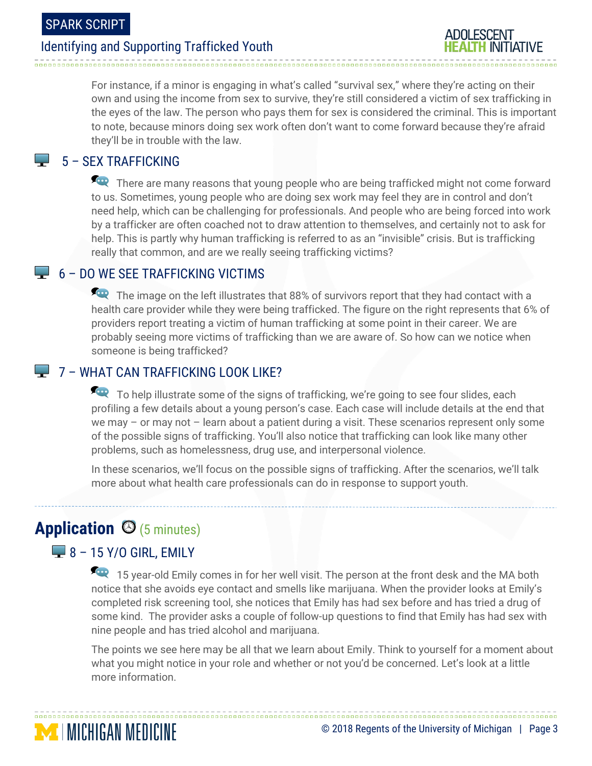For instance, if a minor is engaging in what's called "survival sex," where they're acting on their own and using the income from sex to survive, they're still considered a victim of sex trafficking in the eyes of the law. The person who pays them for sex is considered the criminal. This is important to note, because minors doing sex work often don't want to come forward because they're afraid they'll be in trouble with the law.

### 5 – SEX TRAFFICKING

There are many reasons that young people who are being trafficked might not come forward to us. Sometimes, young people who are doing sex work may feel they are in control and don't need help, which can be challenging for professionals. And people who are being forced into work by a trafficker are often coached not to draw attention to themselves, and certainly not to ask for help. This is partly why human trafficking is referred to as an "invisible" crisis. But is trafficking really that common, and are we really seeing trafficking victims?

### 6 – DO WE SEE TRAFFICKING VICTIMS

The image on the left illustrates that 88% of survivors report that they had contact with a health care provider while they were being trafficked. The figure on the right represents that 6% of providers report treating a victim of human trafficking at some point in their career. We are probably seeing more victims of trafficking than we are aware of. So how can we notice when someone is being trafficked?

### 7 – WHAT CAN TRAFFICKING LOOK LIKE?

To help illustrate some of the signs of trafficking, we're going to see four slides, each profiling a few details about a young person's case. Each case will include details at the end that we may – or may not – learn about a patient during a visit. These scenarios represent only some of the possible signs of trafficking. You'll also notice that trafficking can look like many other problems, such as homelessness, drug use, and interpersonal violence.

In these scenarios, we'll focus on the possible signs of trafficking. After the scenarios, we'll talk more about what health care professionals can do in response to support youth.

---

## Application (5 minutes)

### 8 – 15 Y/O GIRL, EMILY

15 year-old Emily comes in for her well visit. The person at the front desk and the MA both notice that she avoids eye contact and smells like marijuana. When the provider looks at Emily's completed risk screening tool, she notices that Emily has had sex before and has tried a drug of some kind. The provider asks a couple of follow-up questions to find that Emily has had sex with nine people and has tried alcohol and marijuana.

The points we see here may be all that we learn about Emily. Think to yourself for a moment about what you might notice in your role and whether or not you'd be concerned. Let's look at a little more information.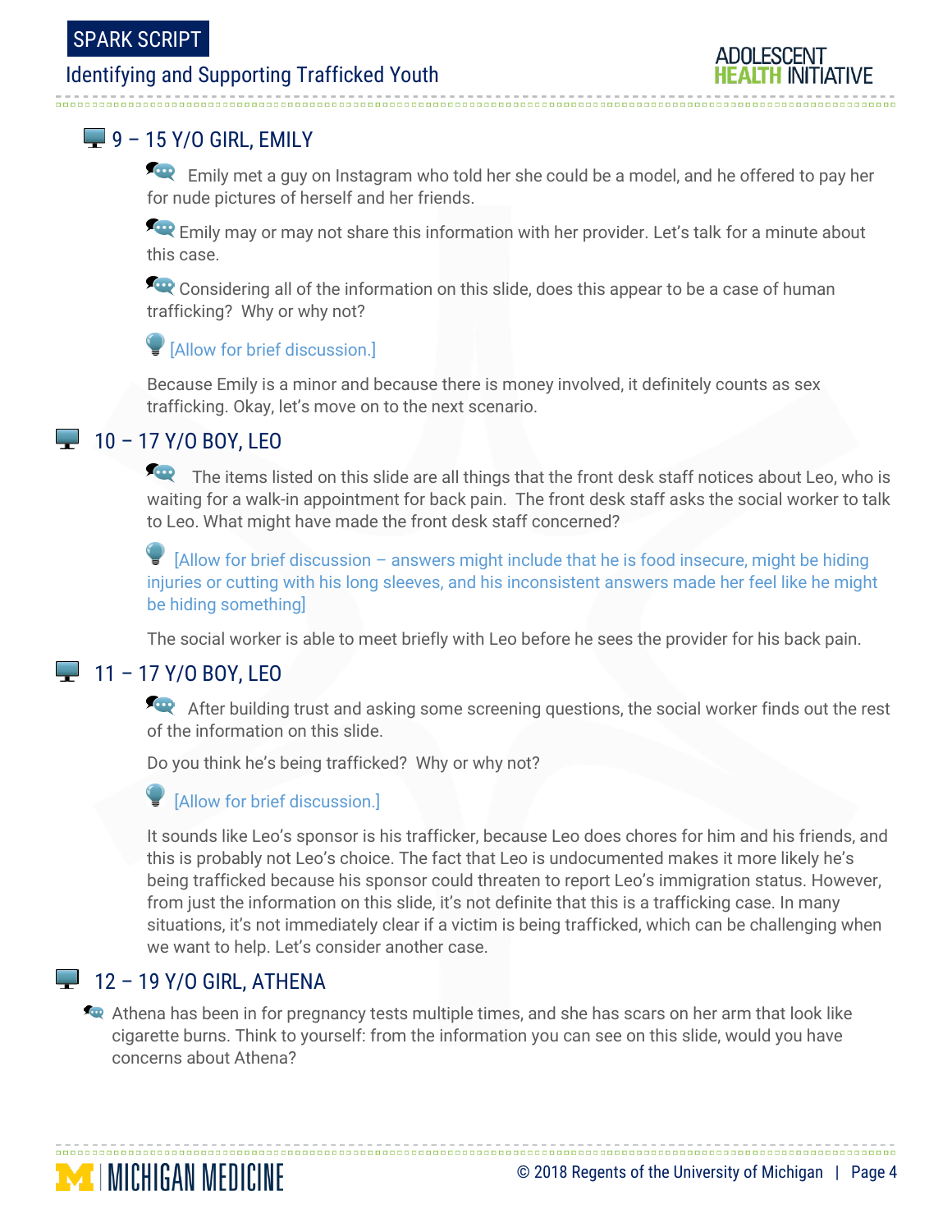## 9 – 15 Y/O GIRL, EMILY

Emily met a guy on Instagram who told her she could be a model, and he offered to pay her for nude pictures of herself and her friends.

Emily may or may not share this information with her provider. Let's talk for a minute about this case.

Considering all of the information on this slide, does this appear to be a case of human trafficking? Why or why not?

[Allow for brief discussion.]

Because Emily is a minor and because there is money involved, it definitely counts as sex trafficking. Okay, let's move on to the next scenario.

## 10 – 17 Y/O BOY, LEO

The items listed on this slide are all things that the front desk staff notices about Leo, who is waiting for a walk-in appointment for back pain. The front desk staff asks the social worker to talk to Leo. What might have made the front desk staff concerned?

[Allow for brief discussion – answers might include that he is food insecure, might be hiding injuries or cutting with his long sleeves, and his inconsistent answers made her feel like he might be hiding something]

The social worker is able to meet briefly with Leo before he sees the provider for his back pain.

## 11 – 17 Y/O BOY, LEO

After building trust and asking some screening questions, the social worker finds out the rest of the information on this slide.

Do you think he's being trafficked? Why or why not?

[Allow for brief discussion.]

It sounds like Leo's sponsor is his trafficker, because Leo does chores for him and his friends, and this is probably not Leo's choice. The fact that Leo is undocumented makes it more likely he's being trafficked because his sponsor could threaten to report Leo's immigration status. However, from just the information on this slide, it's not definite that this is a trafficking case. In many situations, it's not immediately clear if a victim is being trafficked, which can be challenging when we want to help. Let's consider another case.

## 12 – 19 Y/O GIRL, ATHENA

Athena has been in for pregnancy tests multiple times, and she has scars on her arm that look like cigarette burns. Think to yourself: from the information you can see on this slide, would you have concerns about Athena?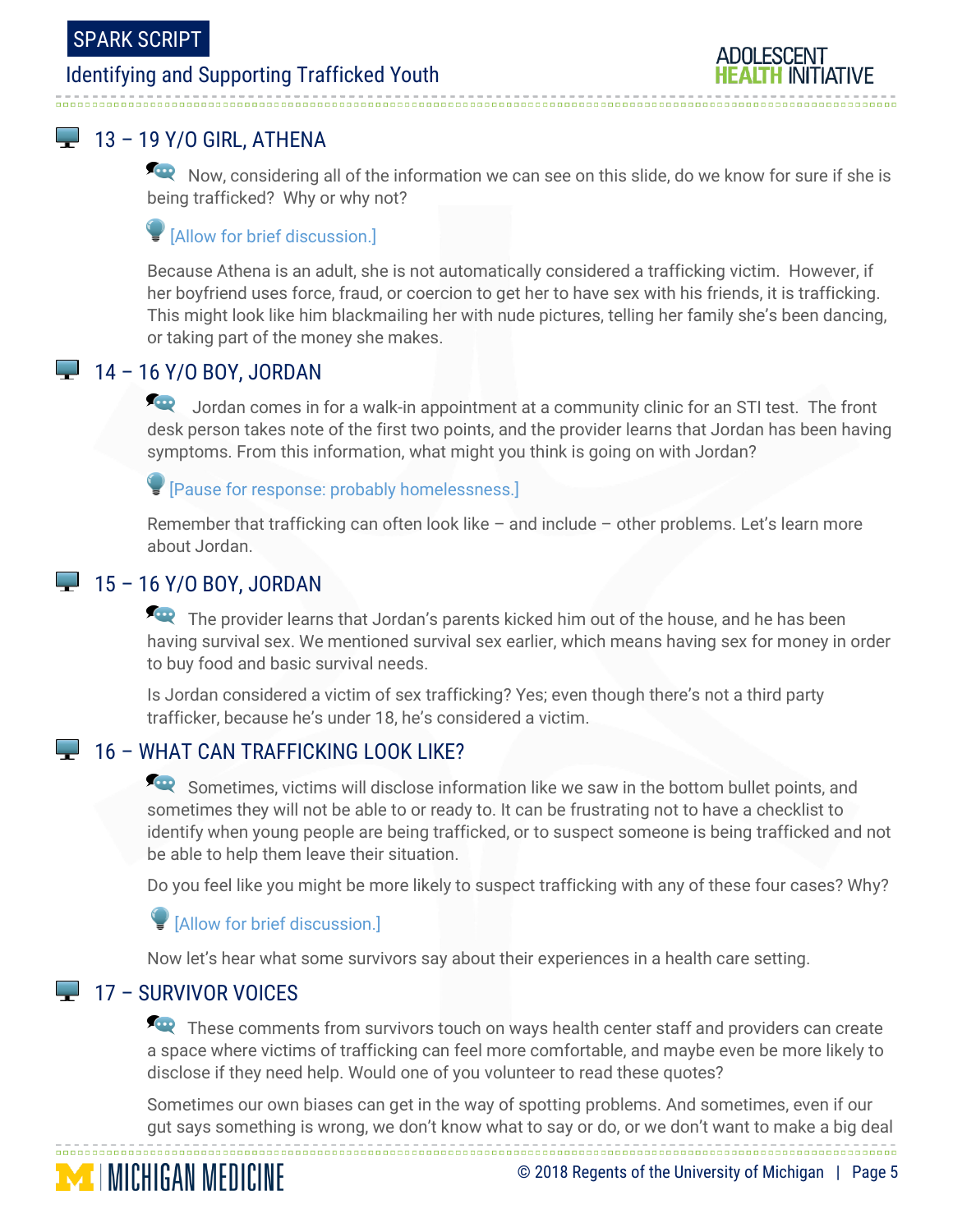## 13 – 19 Y/O GIRL, ATHENA

Now, considering all of the information we can see on this slide, do we know for sure if she is being trafficked? Why or why not?

[Allow for brief discussion.]

Because Athena is an adult, she is not automatically considered a trafficking victim. However, if her boyfriend uses force, fraud, or coercion to get her to have sex with his friends, it is trafficking. This might look like him blackmailing her with nude pictures, telling her family she's been dancing, or taking part of the money she makes.

## 14 – 16 Y/O BOY, JORDAN

Jordan comes in for a walk-in appointment at a community clinic for an STI test. The front desk person takes note of the first two points, and the provider learns that Jordan has been having symptoms. From this information, what might you think is going on with Jordan?

[Pause for response: probably homelessness.]

Remember that trafficking can often look like – and include – other problems. Let's learn more about Jordan.

## 15 – 16 Y/O BOY, JORDAN

The provider learns that Jordan's parents kicked him out of the house, and he has been having survival sex. We mentioned survival sex earlier, which means having sex for money in order to buy food and basic survival needs.

Is Jordan considered a victim of sex trafficking? Yes; even though there's not a third party trafficker, because he's under 18, he's considered a victim.

## 16 – WHAT CAN TRAFFICKING LOOK LIKE?

Sometimes, victims will disclose information like we saw in the bottom bullet points, and sometimes they will not be able to or ready to. It can be frustrating not to have a checklist to identify when young people are being trafficked, or to suspect someone is being trafficked and not be able to help them leave their situation.

Do you feel like you might be more likely to suspect trafficking with any of these four cases? Why?

[Allow for brief discussion.]

Now let's hear what some survivors say about their experiences in a health care setting.

## 17 – SURVIVOR VOICES

These comments from survivors touch on ways health center staff and providers can create a space where victims of trafficking can feel more comfortable, and maybe even be more likely to disclose if they need help. Would one of you volunteer to read these quotes?

Sometimes our own biases can get in the way of spotting problems. And sometimes, even if our gut says something is wrong, we don't know what to say or do, or we don't want to make a big deal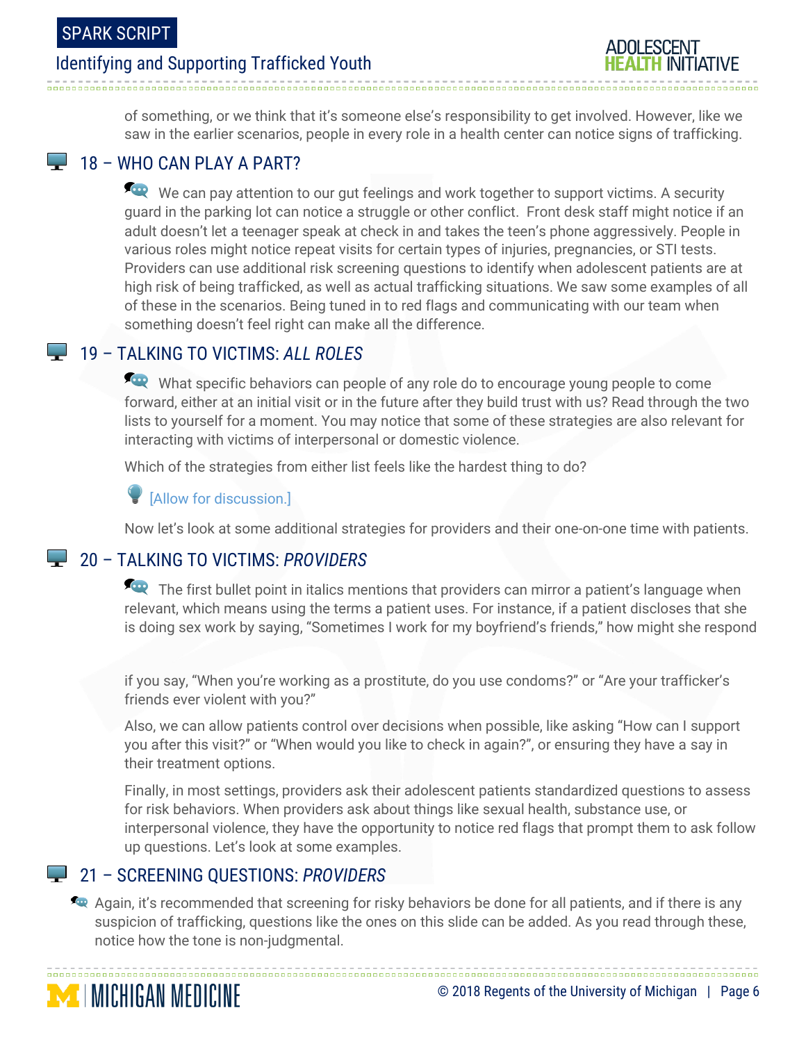of something, or we think that it's someone else's responsibility to get involved. However, like we saw in the earlier scenarios, people in every role in a health center can notice signs of trafficking.

## 18 – WHO CAN PLAY A PART?

We can pay attention to our gut feelings and work together to support victims. A security guard in the parking lot can notice a struggle or other conflict. Front desk staff might notice if an adult doesn't let a teenager speak at check in and takes the teen's phone aggressively. People in various roles might notice repeat visits for certain types of injuries, pregnancies, or STI tests. Providers can use additional risk screening questions to identify when adolescent patients are at high risk of being trafficked, as well as actual trafficking situations. We saw some examples of all of these in the scenarios. Being tuned in to red flags and communicating with our team when something doesn't feel right can make all the difference.

## 19 – TALKING TO VICTIMS: *ALL ROLES*

What specific behaviors can people of any role do to encourage young people to come forward, either at an initial visit or in the future after they build trust with us? Read through the two lists to yourself for a moment. You may notice that some of these strategies are also relevant for interacting with victims of interpersonal or domestic violence.

Which of the strategies from either list feels like the hardest thing to do?

[Allow for discussion.]

Now let's look at some additional strategies for providers and their one-on-one time with patients.

## 20 – TALKING TO VICTIMS: *PROVIDERS*

The first bullet point in italics mentions that providers can mirror a patient's language when relevant, which means using the terms a patient uses. For instance, if a patient discloses that she is doing sex work by saying, "Sometimes I work for my boyfriend's friends," how might she respond if you say, "When you're working as a prostitute, do you use condoms?" or "Are your trafficker's friends ever violent with you?"

Also, we can allow patients control over decisions when possible, like asking "How can I support you after this visit?" or "When would you like to check in again?", or ensuring they have a say in their treatment options.

Finally, in most settings, providers ask their adolescent patients standardized questions to assess for risk behaviors. When providers ask about things like sexual health, substance use, or interpersonal violence, they have the opportunity to notice red flags that prompt them to ask follow up questions. Let's look at some examples.

## 21 – SCREENING QUESTIONS: *PROVIDERS*

Again, it's recommended that screening for risky behaviors be done for all patients, and if there is any suspicion of trafficking, questions like the ones on this slide can be added. As you read through these, notice how the tone is non-judgmental.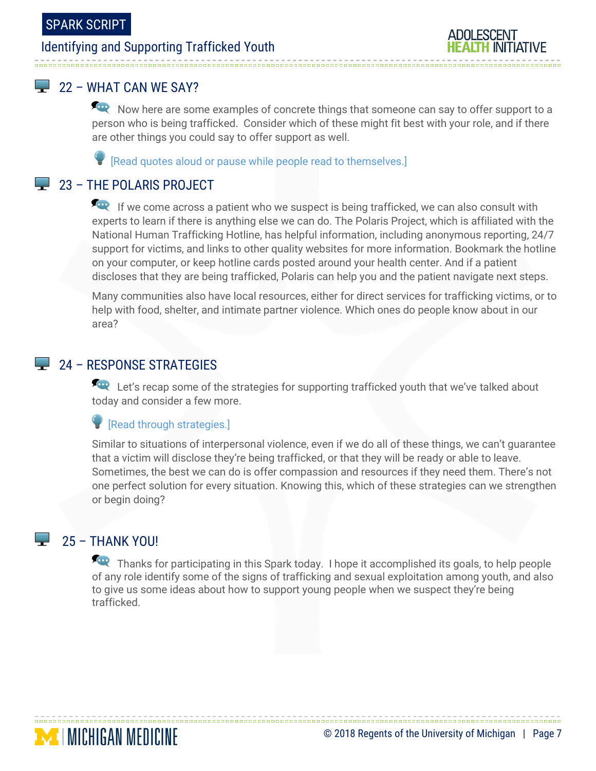## 22 – WHAT CAN WE SAY?

Now here are some examples of concrete things that someone can say to offer support to a person who is being trafficked. Consider which of these might fit best with your role, and if there are other things you could say to offer support as well.

[Read quotes aloud or pause while people read to themselves.]

## 23 – THE POLARIS PROJECT

If we come across a patient who we suspect is being trafficked, we can also consult with experts to learn if there is anything else we can do. The Polaris Project, which is affiliated with the National Human Trafficking Hotline, has helpful information, including anonymous reporting, 24/7 support for victims, and links to other quality websites for more information. Bookmark the hotline on your computer, or keep hotline cards posted around your health center. And if a patient discloses that they are being trafficked, Polaris can help you and the patient navigate next steps.

Many communities also have local resources, either for direct services for trafficking victims, or to help with food, shelter, and intimate partner violence. Which ones do people know about in our area?

## 24 – RESPONSE STRATEGIES

Let's recap some of the strategies for supporting trafficked youth that we've talked about today and consider a few more.

[Read through strategies.]

Similar to situations of interpersonal violence, even if we do all of these things, we can't guarantee that a victim will disclose they're being trafficked, or that they will be ready or able to leave. Sometimes, the best we can do is offer compassion and resources if they need them. There's not one perfect solution for every situation. Knowing this, which of these strategies can we strengthen or begin doing?

## 25 – THANK YOU!

Thanks for participating in this Spark today. I hope it accomplished its goals, to help people of any role identify some of the signs of trafficking and sexual exploitation among youth, and also to give us some ideas about how to support young people when we suspect they're being trafficked.